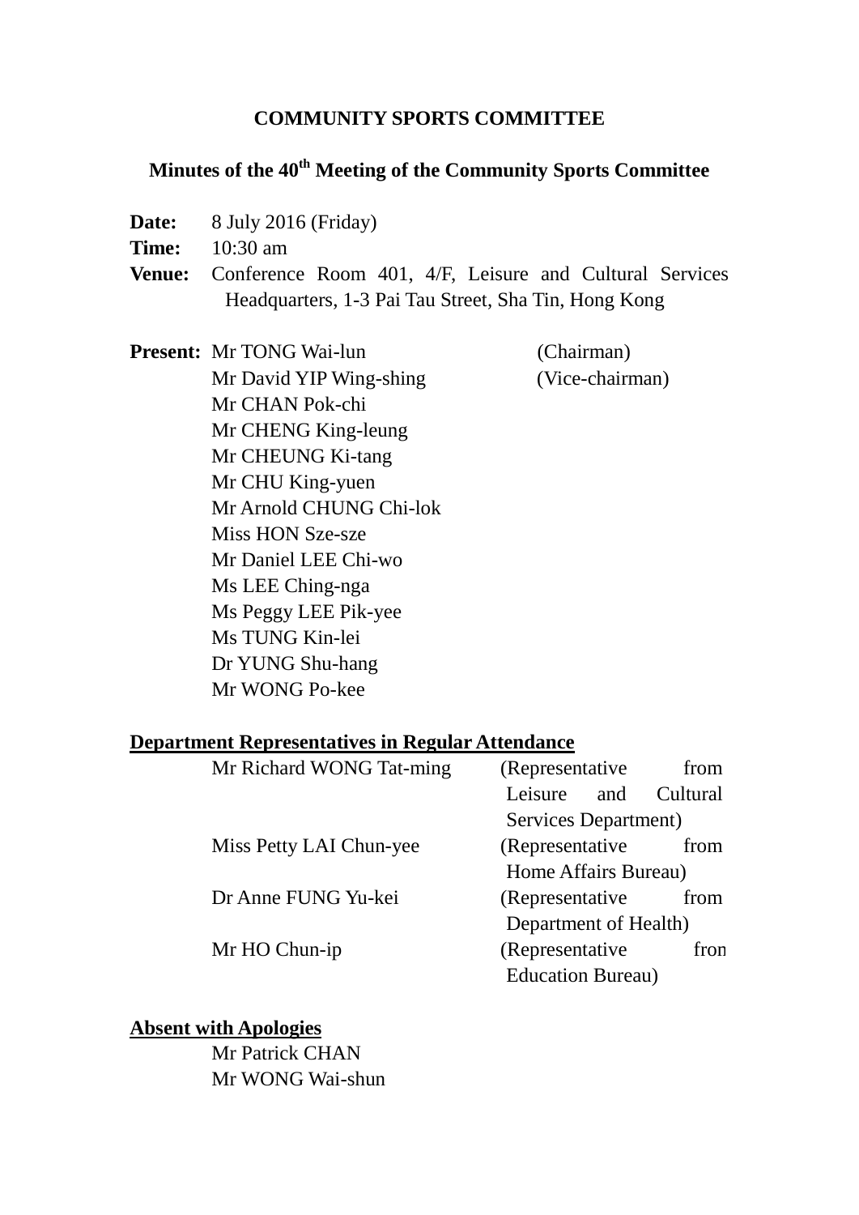# COMMUNITY SPORTS COMMITTEE

## Minutes of the 40th Meeting of the Community Sports Committee

**Date:** 8 July 2016 (Friday)

**Time:** 10:30 am

**Venue:** Conference Room 401, 4/F, Leisure and Cultural Services Headquarters, 1-3 Pai Tau Street, Sha Tin, Hong Kong

**Present:**

Mr TONG Wai-lun (Chairman)
Mr David YIP Wing-shing (Vice-chairman)
Mr CHAN Pok-chi
Mr CHENG King-leung
Mr CHEUNG Ki-tang
Mr CHU King-yuen
Mr Arnold CHUNG Chi-lok
Miss HON Sze-sze
Mr Daniel LEE Chi-wo
Ms LEE Ching-nga
Ms Peggy LEE Pik-yee
Ms TUNG Kin-lei
Dr YUNG Shu-hang
Mr WONG Po-kee

**Department Representatives in Regular Attendance**

Mr Richard WONG Tat-ming (Representative from Leisure and Cultural Services Department)
Miss Petty LAI Chun-yee (Representative from Home Affairs Bureau)
Dr Anne FUNG Yu-kei (Representative from Department of Health)
Mr HO Chun-ip (Representative from Education Bureau)

**Absent with Apologies**

Mr Patrick CHAN
Mr WONG Wai-shun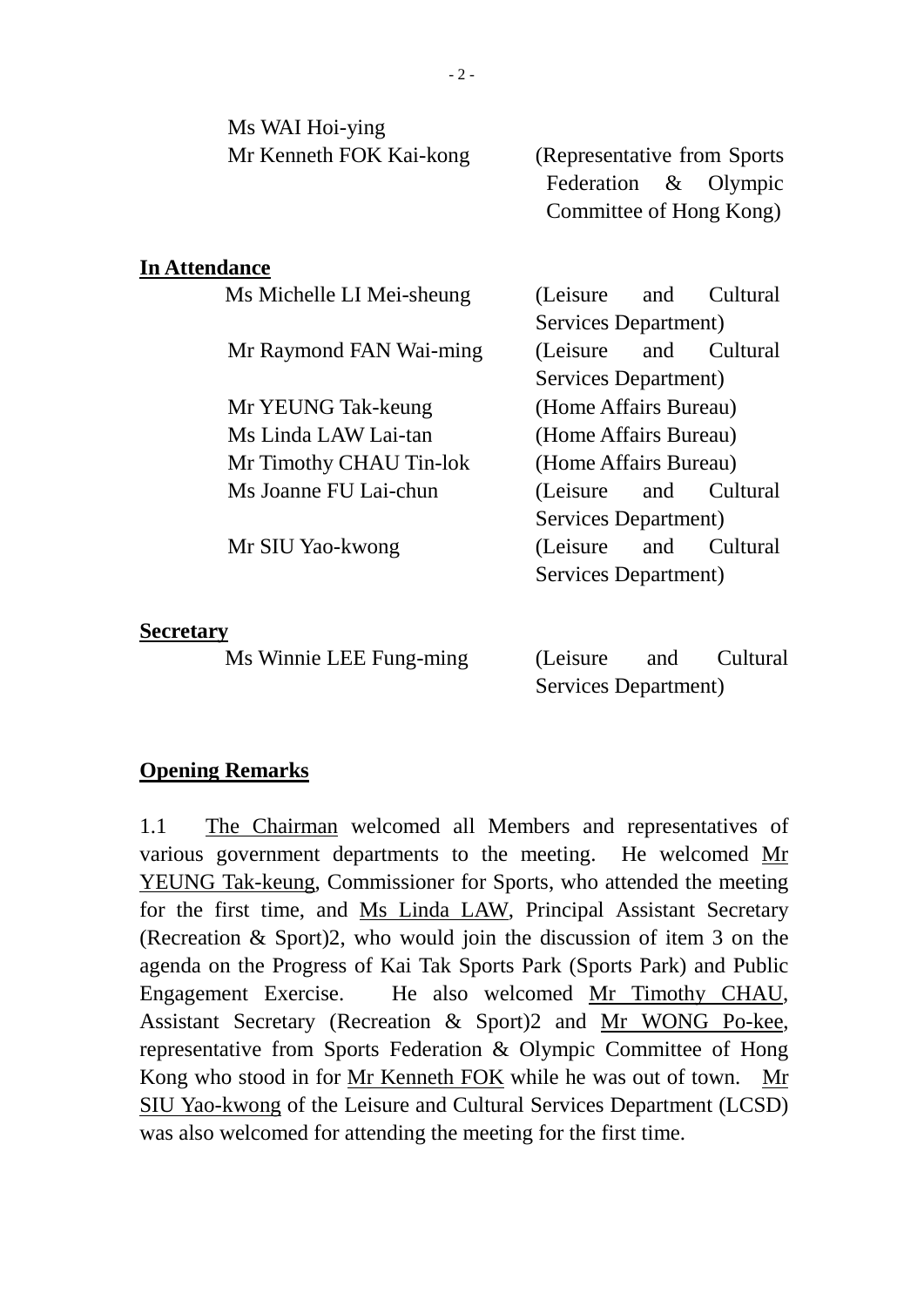Ms WAI Hoi-ying

Mr Kenneth FOK Kai-kong (Representative from Sports Federation & Olympic Committee of Hong Kong)

**In Attendance**

| | |
|---|---|
| Ms Michelle LI Mei-sheung | (Leisure and Cultural Services Department) |
| Mr Raymond FAN Wai-ming | (Leisure and Cultural Services Department) |
| Mr YEUNG Tak-keung | (Home Affairs Bureau) |
| Ms Linda LAW Lai-tan | (Home Affairs Bureau) |
| Mr Timothy CHAU Tin-lok | (Home Affairs Bureau) |
| Ms Joanne FU Lai-chun | (Leisure and Cultural Services Department) |
| Mr SIU Yao-kwong | (Leisure and Cultural Services Department) |

**Secretary**

| | |
|---|---|
| Ms Winnie LEE Fung-ming | (Leisure and Cultural Services Department) |

## Opening Remarks

1.1 The Chairman welcomed all Members and representatives of various government departments to the meeting. He welcomed Mr YEUNG Tak-keung, Commissioner for Sports, who attended the meeting for the first time, and Ms Linda LAW, Principal Assistant Secretary (Recreation & Sport)2, who would join the discussion of item 3 on the agenda on the Progress of Kai Tak Sports Park (Sports Park) and Public Engagement Exercise. He also welcomed Mr Timothy CHAU, Assistant Secretary (Recreation & Sport)2 and Mr WONG Po-kee, representative from Sports Federation & Olympic Committee of Hong Kong who stood in for Mr Kenneth FOK while he was out of town. Mr SIU Yao-kwong of the Leisure and Cultural Services Department (LCSD) was also welcomed for attending the meeting for the first time.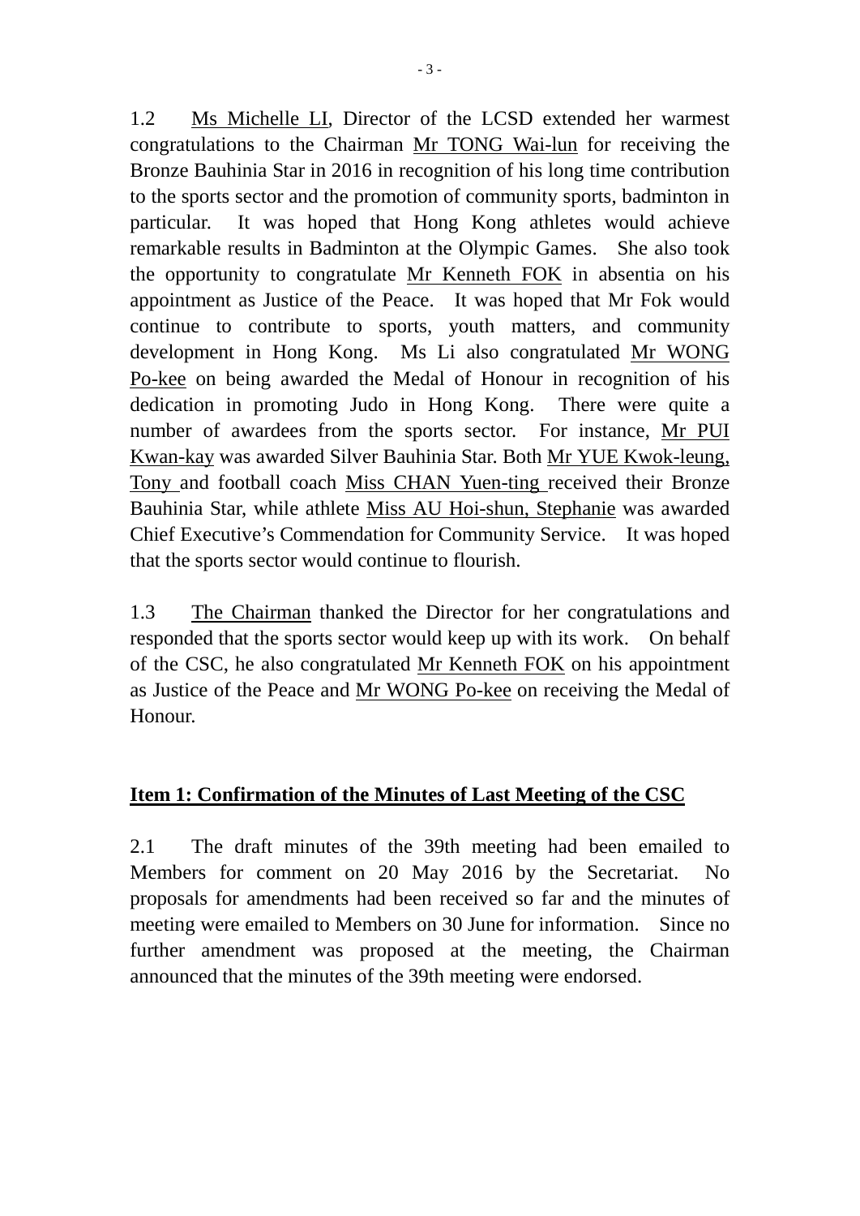1.2 Ms Michelle LI, Director of the LCSD extended her warmest congratulations to the Chairman Mr TONG Wai-lun for receiving the Bronze Bauhinia Star in 2016 in recognition of his long time contribution to the sports sector and the promotion of community sports, badminton in particular. It was hoped that Hong Kong athletes would achieve remarkable results in Badminton at the Olympic Games. She also took the opportunity to congratulate Mr Kenneth FOK in absentia on his appointment as Justice of the Peace. It was hoped that Mr Fok would continue to contribute to sports, youth matters, and community development in Hong Kong. Ms Li also congratulated Mr WONG Po-kee on being awarded the Medal of Honour in recognition of his dedication in promoting Judo in Hong Kong. There were quite a number of awardees from the sports sector. For instance, Mr PUI Kwan-kay was awarded Silver Bauhinia Star. Both Mr YUE Kwok-leung, Tony and football coach Miss CHAN Yuen-ting received their Bronze Bauhinia Star, while athlete Miss AU Hoi-shun, Stephanie was awarded Chief Executive's Commendation for Community Service. It was hoped that the sports sector would continue to flourish.

1.3 The Chairman thanked the Director for her congratulations and responded that the sports sector would keep up with its work. On behalf of the CSC, he also congratulated Mr Kenneth FOK on his appointment as Justice of the Peace and Mr WONG Po-kee on receiving the Medal of Honour.

## Item 1: Confirmation of the Minutes of Last Meeting of the CSC

2.1 The draft minutes of the 39th meeting had been emailed to Members for comment on 20 May 2016 by the Secretariat. No proposals for amendments had been received so far and the minutes of meeting were emailed to Members on 30 June for information. Since no further amendment was proposed at the meeting, the Chairman announced that the minutes of the 39th meeting were endorsed.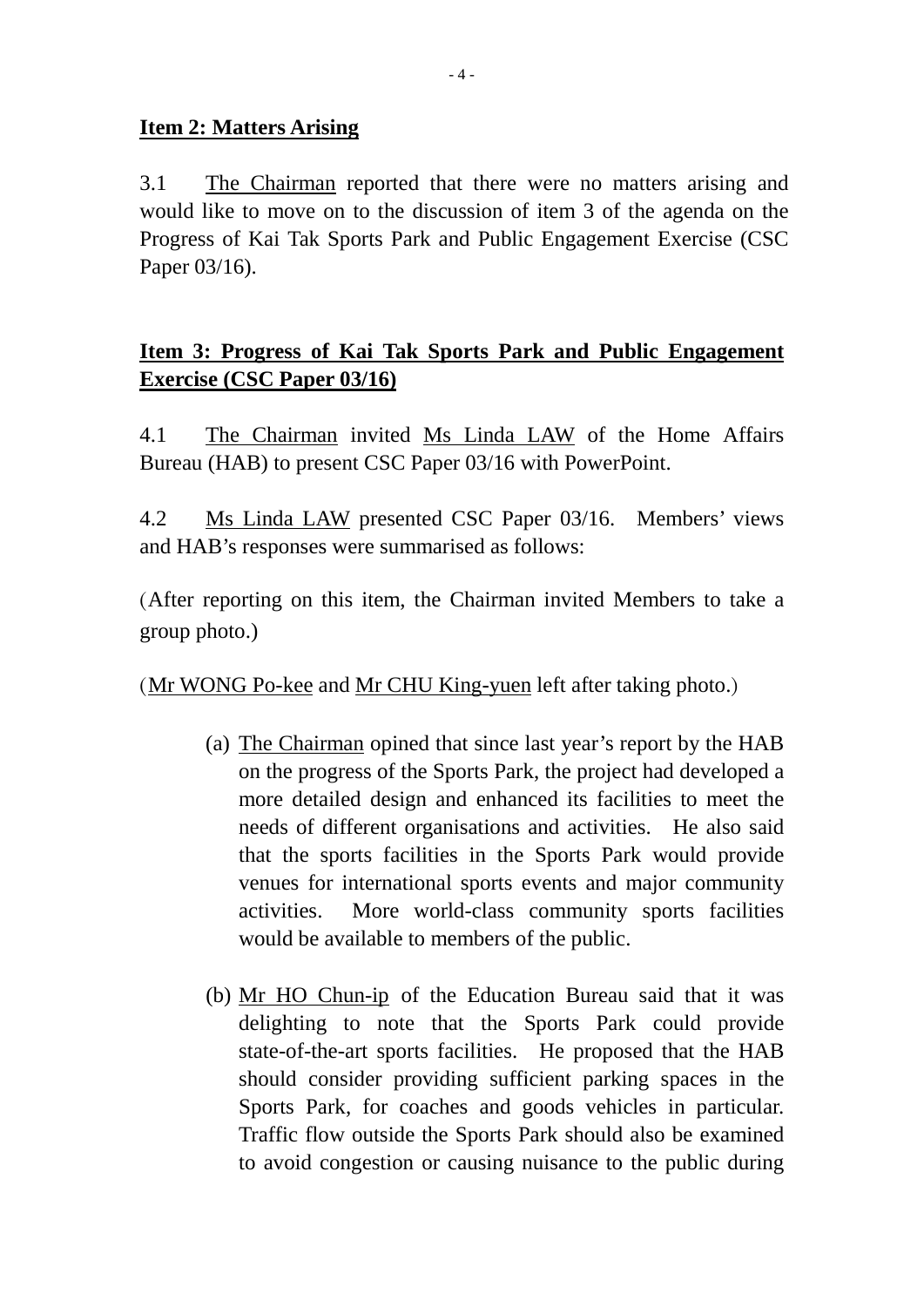**Item 2: Matters Arising**

3.1 The Chairman reported that there were no matters arising and would like to move on to the discussion of item 3 of the agenda on the Progress of Kai Tak Sports Park and Public Engagement Exercise (CSC Paper 03/16).

**Item 3: Progress of Kai Tak Sports Park and Public Engagement Exercise (CSC Paper 03/16)**

4.1 The Chairman invited Ms Linda LAW of the Home Affairs Bureau (HAB) to present CSC Paper 03/16 with PowerPoint.

4.2 Ms Linda LAW presented CSC Paper 03/16. Members' views and HAB's responses were summarised as follows:

(After reporting on this item, the Chairman invited Members to take a group photo.)

(Mr WONG Po-kee and Mr CHU King-yuen left after taking photo.)

(a) The Chairman opined that since last year's report by the HAB on the progress of the Sports Park, the project had developed a more detailed design and enhanced its facilities to meet the needs of different organisations and activities. He also said that the sports facilities in the Sports Park would provide venues for international sports events and major community activities. More world-class community sports facilities would be available to members of the public.

(b) Mr HO Chun-ip of the Education Bureau said that it was delighting to note that the Sports Park could provide state-of-the-art sports facilities. He proposed that the HAB should consider providing sufficient parking spaces in the Sports Park, for coaches and goods vehicles in particular. Traffic flow outside the Sports Park should also be examined to avoid congestion or causing nuisance to the public during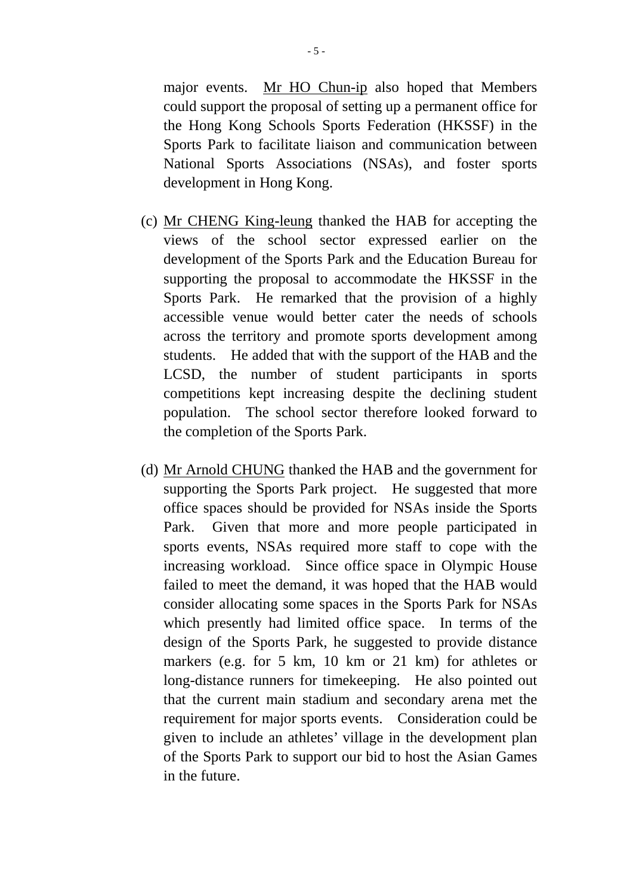major events. Mr HO Chun-ip also hoped that Members could support the proposal of setting up a permanent office for the Hong Kong Schools Sports Federation (HKSSF) in the Sports Park to facilitate liaison and communication between National Sports Associations (NSAs), and foster sports development in Hong Kong.

(c) Mr CHENG King-leung thanked the HAB for accepting the views of the school sector expressed earlier on the development of the Sports Park and the Education Bureau for supporting the proposal to accommodate the HKSSF in the Sports Park. He remarked that the provision of a highly accessible venue would better cater the needs of schools across the territory and promote sports development among students. He added that with the support of the HAB and the LCSD, the number of student participants in sports competitions kept increasing despite the declining student population. The school sector therefore looked forward to the completion of the Sports Park.

(d) Mr Arnold CHUNG thanked the HAB and the government for supporting the Sports Park project. He suggested that more office spaces should be provided for NSAs inside the Sports Park. Given that more and more people participated in sports events, NSAs required more staff to cope with the increasing workload. Since office space in Olympic House failed to meet the demand, it was hoped that the HAB would consider allocating some spaces in the Sports Park for NSAs which presently had limited office space. In terms of the design of the Sports Park, he suggested to provide distance markers (e.g. for 5 km, 10 km or 21 km) for athletes or long-distance runners for timekeeping. He also pointed out that the current main stadium and secondary arena met the requirement for major sports events. Consideration could be given to include an athletes' village in the development plan of the Sports Park to support our bid to host the Asian Games in the future.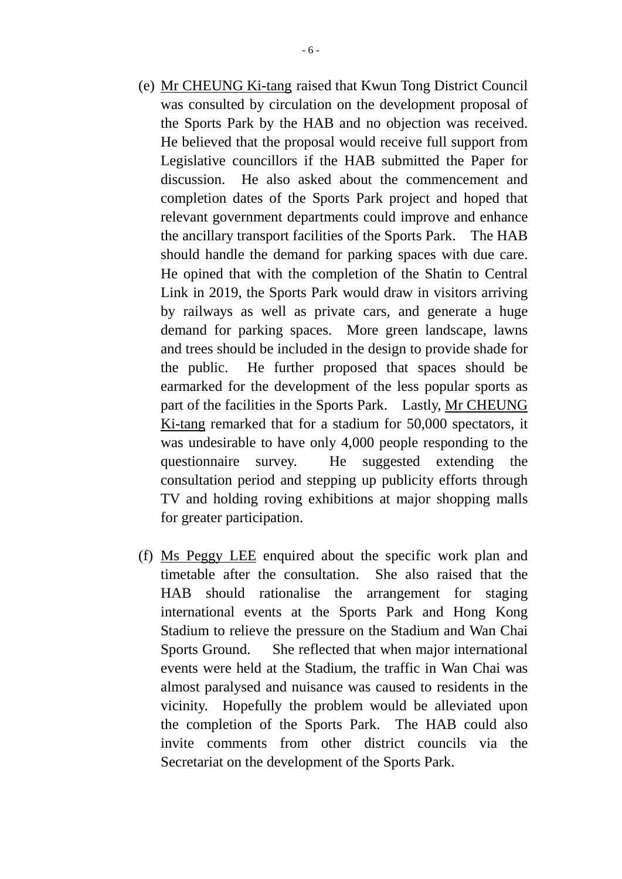(e) Mr CHEUNG Ki-tang raised that Kwun Tong District Council was consulted by circulation on the development proposal of the Sports Park by the HAB and no objection was received. He believed that the proposal would receive full support from Legislative councillors if the HAB submitted the Paper for discussion. He also asked about the commencement and completion dates of the Sports Park project and hoped that relevant government departments could improve and enhance the ancillary transport facilities of the Sports Park. The HAB should handle the demand for parking spaces with due care. He opined that with the completion of the Shatin to Central Link in 2019, the Sports Park would draw in visitors arriving by railways as well as private cars, and generate a huge demand for parking spaces. More green landscape, lawns and trees should be included in the design to provide shade for the public. He further proposed that spaces should be earmarked for the development of the less popular sports as part of the facilities in the Sports Park. Lastly, Mr CHEUNG Ki-tang remarked that for a stadium for 50,000 spectators, it was undesirable to have only 4,000 people responding to the questionnaire survey. He suggested extending the consultation period and stepping up publicity efforts through TV and holding roving exhibitions at major shopping malls for greater participation.

(f) Ms Peggy LEE enquired about the specific work plan and timetable after the consultation. She also raised that the HAB should rationalise the arrangement for staging international events at the Sports Park and Hong Kong Stadium to relieve the pressure on the Stadium and Wan Chai Sports Ground. She reflected that when major international events were held at the Stadium, the traffic in Wan Chai was almost paralysed and nuisance was caused to residents in the vicinity. Hopefully the problem would be alleviated upon the completion of the Sports Park. The HAB could also invite comments from other district councils via the Secretariat on the development of the Sports Park.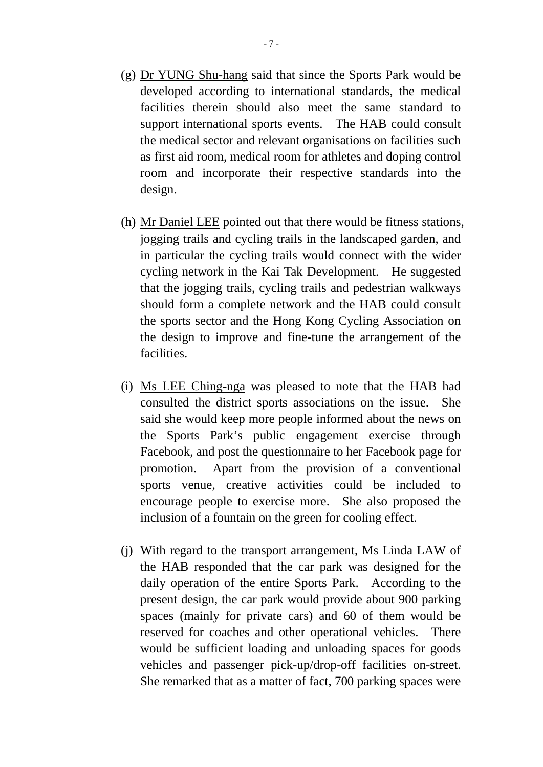(g) Dr YUNG Shu-hang said that since the Sports Park would be developed according to international standards, the medical facilities therein should also meet the same standard to support international sports events. The HAB could consult the medical sector and relevant organisations on facilities such as first aid room, medical room for athletes and doping control room and incorporate their respective standards into the design.

(h) Mr Daniel LEE pointed out that there would be fitness stations, jogging trails and cycling trails in the landscaped garden, and in particular the cycling trails would connect with the wider cycling network in the Kai Tak Development. He suggested that the jogging trails, cycling trails and pedestrian walkways should form a complete network and the HAB could consult the sports sector and the Hong Kong Cycling Association on the design to improve and fine-tune the arrangement of the facilities.

(i) Ms LEE Ching-nga was pleased to note that the HAB had consulted the district sports associations on the issue. She said she would keep more people informed about the news on the Sports Park's public engagement exercise through Facebook, and post the questionnaire to her Facebook page for promotion. Apart from the provision of a conventional sports venue, creative activities could be included to encourage people to exercise more. She also proposed the inclusion of a fountain on the green for cooling effect.

(j) With regard to the transport arrangement, Ms Linda LAW of the HAB responded that the car park was designed for the daily operation of the entire Sports Park. According to the present design, the car park would provide about 900 parking spaces (mainly for private cars) and 60 of them would be reserved for coaches and other operational vehicles. There would be sufficient loading and unloading spaces for goods vehicles and passenger pick-up/drop-off facilities on-street. She remarked that as a matter of fact, 700 parking spaces were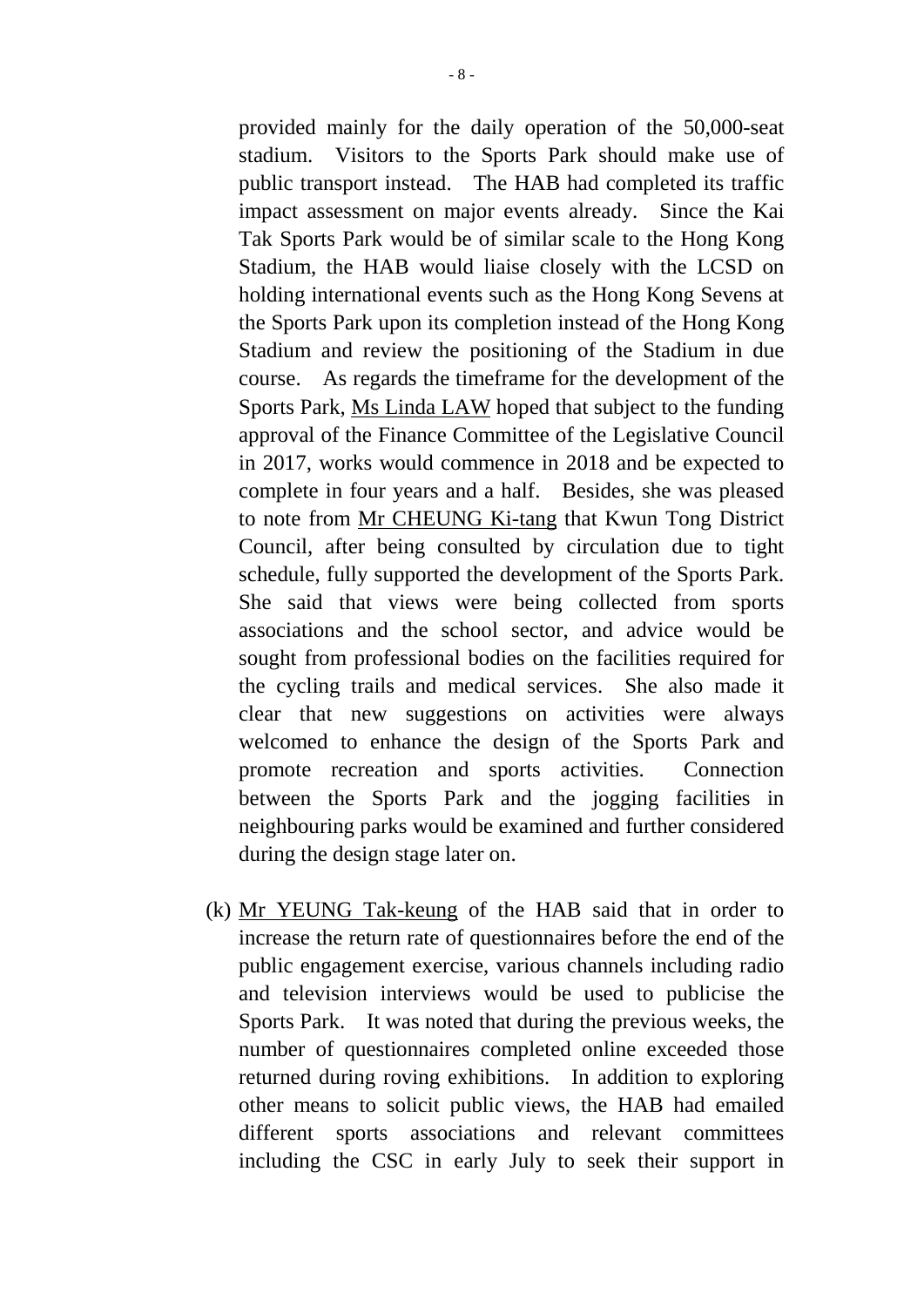provided mainly for the daily operation of the 50,000-seat stadium. Visitors to the Sports Park should make use of public transport instead. The HAB had completed its traffic impact assessment on major events already. Since the Kai Tak Sports Park would be of similar scale to the Hong Kong Stadium, the HAB would liaise closely with the LCSD on holding international events such as the Hong Kong Sevens at the Sports Park upon its completion instead of the Hong Kong Stadium and review the positioning of the Stadium in due course. As regards the timeframe for the development of the Sports Park, Ms Linda LAW hoped that subject to the funding approval of the Finance Committee of the Legislative Council in 2017, works would commence in 2018 and be expected to complete in four years and a half. Besides, she was pleased to note from Mr CHEUNG Ki-tang that Kwun Tong District Council, after being consulted by circulation due to tight schedule, fully supported the development of the Sports Park. She said that views were being collected from sports associations and the school sector, and advice would be sought from professional bodies on the facilities required for the cycling trails and medical services. She also made it clear that new suggestions on activities were always welcomed to enhance the design of the Sports Park and promote recreation and sports activities. Connection between the Sports Park and the jogging facilities in neighbouring parks would be examined and further considered during the design stage later on.

(k) Mr YEUNG Tak-keung of the HAB said that in order to increase the return rate of questionnaires before the end of the public engagement exercise, various channels including radio and television interviews would be used to publicise the Sports Park. It was noted that during the previous weeks, the number of questionnaires completed online exceeded those returned during roving exhibitions. In addition to exploring other means to solicit public views, the HAB had emailed different sports associations and relevant committees including the CSC in early July to seek their support in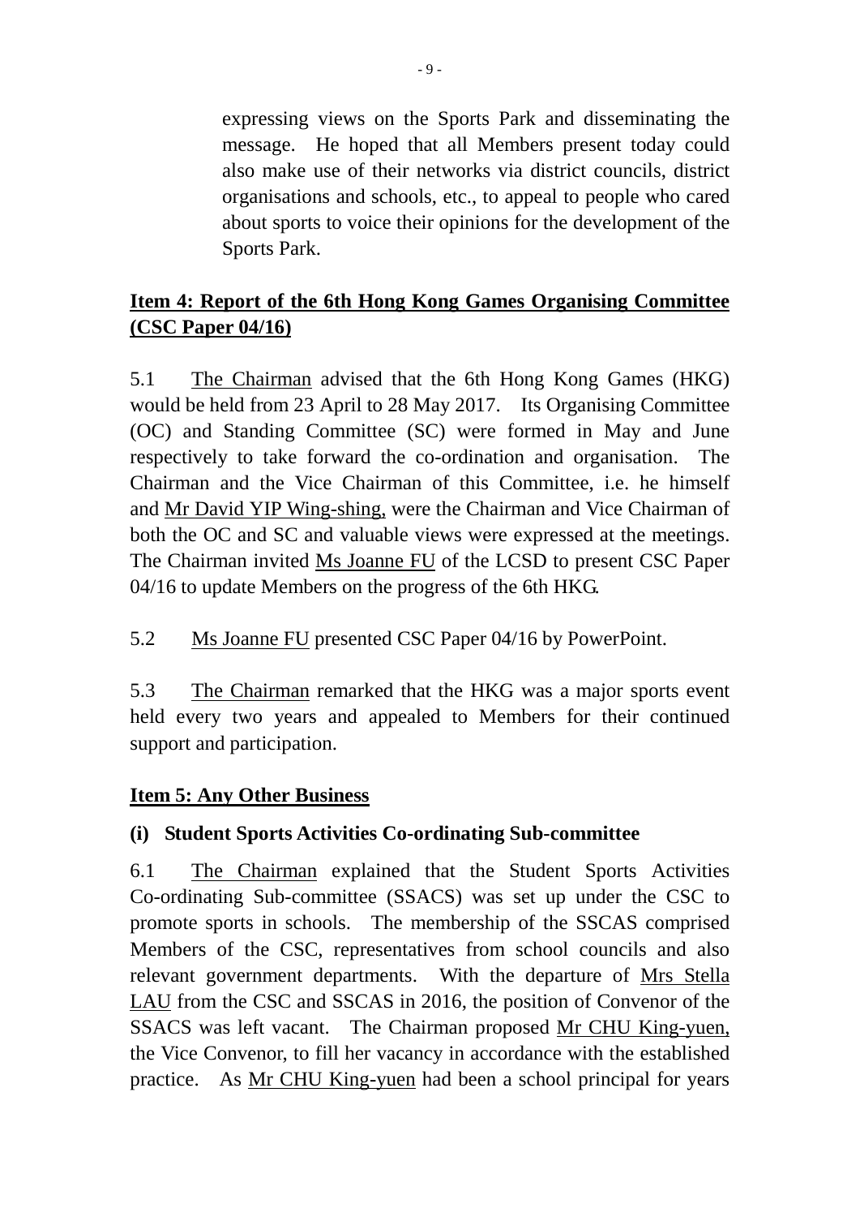expressing views on the Sports Park and disseminating the message. He hoped that all Members present today could also make use of their networks via district councils, district organisations and schools, etc., to appeal to people who cared about sports to voice their opinions for the development of the Sports Park.

## Item 4: Report of the 6th Hong Kong Games Organising Committee (CSC Paper 04/16)

5.1 The Chairman advised that the 6th Hong Kong Games (HKG) would be held from 23 April to 28 May 2017. Its Organising Committee (OC) and Standing Committee (SC) were formed in May and June respectively to take forward the co-ordination and organisation. The Chairman and the Vice Chairman of this Committee, i.e. he himself and Mr David YIP Wing-shing, were the Chairman and Vice Chairman of both the OC and SC and valuable views were expressed at the meetings. The Chairman invited Ms Joanne FU of the LCSD to present CSC Paper 04/16 to update Members on the progress of the 6th HKG.

5.2 Ms Joanne FU presented CSC Paper 04/16 by PowerPoint.

5.3 The Chairman remarked that the HKG was a major sports event held every two years and appealed to Members for their continued support and participation.

## Item 5: Any Other Business

### (i) Student Sports Activities Co-ordinating Sub-committee

6.1 The Chairman explained that the Student Sports Activities Co-ordinating Sub-committee (SSACS) was set up under the CSC to promote sports in schools. The membership of the SSCAS comprised Members of the CSC, representatives from school councils and also relevant government departments. With the departure of Mrs Stella LAU from the CSC and SSCAS in 2016, the position of Convenor of the SSACS was left vacant. The Chairman proposed Mr CHU King-yuen, the Vice Convenor, to fill her vacancy in accordance with the established practice. As Mr CHU King-yuen had been a school principal for years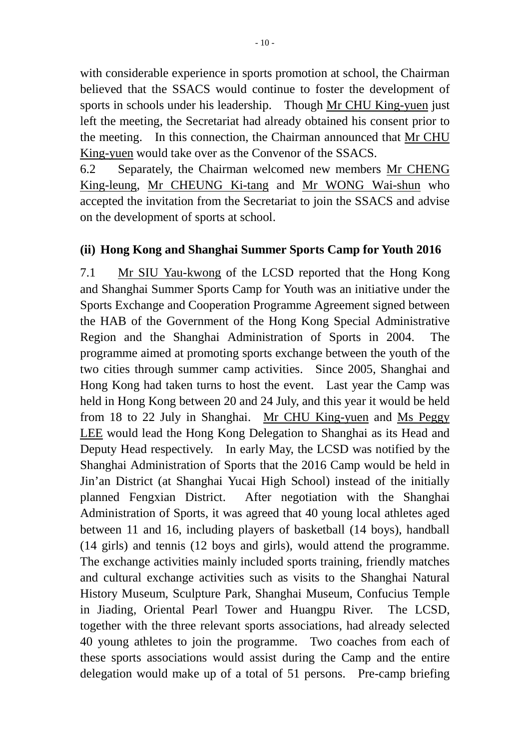with considerable experience in sports promotion at school, the Chairman believed that the SSACS would continue to foster the development of sports in schools under his leadership. Though Mr CHU King-yuen just left the meeting, the Secretariat had already obtained his consent prior to the meeting. In this connection, the Chairman announced that Mr CHU King-yuen would take over as the Convenor of the SSACS.

6.2 Separately, the Chairman welcomed new members Mr CHENG King-leung, Mr CHEUNG Ki-tang and Mr WONG Wai-shun who accepted the invitation from the Secretariat to join the SSACS and advise on the development of sports at school.

**(ii) Hong Kong and Shanghai Summer Sports Camp for Youth 2016**

7.1 Mr SIU Yau-kwong of the LCSD reported that the Hong Kong and Shanghai Summer Sports Camp for Youth was an initiative under the Sports Exchange and Cooperation Programme Agreement signed between the HAB of the Government of the Hong Kong Special Administrative Region and the Shanghai Administration of Sports in 2004. The programme aimed at promoting sports exchange between the youth of the two cities through summer camp activities. Since 2005, Shanghai and Hong Kong had taken turns to host the event. Last year the Camp was held in Hong Kong between 20 and 24 July, and this year it would be held from 18 to 22 July in Shanghai. Mr CHU King-yuen and Ms Peggy LEE would lead the Hong Kong Delegation to Shanghai as its Head and Deputy Head respectively. In early May, the LCSD was notified by the Shanghai Administration of Sports that the 2016 Camp would be held in Jin'an District (at Shanghai Yucai High School) instead of the initially planned Fengxian District. After negotiation with the Shanghai Administration of Sports, it was agreed that 40 young local athletes aged between 11 and 16, including players of basketball (14 boys), handball (14 girls) and tennis (12 boys and girls), would attend the programme. The exchange activities mainly included sports training, friendly matches and cultural exchange activities such as visits to the Shanghai Natural History Museum, Sculpture Park, Shanghai Museum, Confucius Temple in Jiading, Oriental Pearl Tower and Huangpu River. The LCSD, together with the three relevant sports associations, had already selected 40 young athletes to join the programme. Two coaches from each of these sports associations would assist during the Camp and the entire delegation would make up of a total of 51 persons. Pre-camp briefing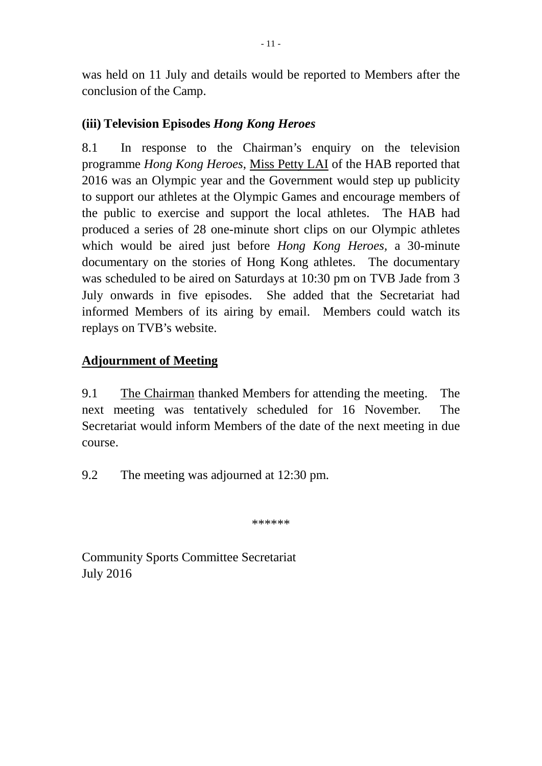was held on 11 July and details would be reported to Members after the conclusion of the Camp.

### (iii) Television Episodes *Hong Kong Heroes*

8.1 In response to the Chairman's enquiry on the television programme *Hong Kong Heroes*, Miss Petty LAI of the HAB reported that 2016 was an Olympic year and the Government would step up publicity to support our athletes at the Olympic Games and encourage members of the public to exercise and support the local athletes. The HAB had produced a series of 28 one-minute short clips on our Olympic athletes which would be aired just before *Hong Kong Heroes*, a 30-minute documentary on the stories of Hong Kong athletes. The documentary was scheduled to be aired on Saturdays at 10:30 pm on TVB Jade from 3 July onwards in five episodes. She added that the Secretariat had informed Members of its airing by email. Members could watch its replays on TVB's website.

## Adjournment of Meeting

9.1 The Chairman thanked Members for attending the meeting. The next meeting was tentatively scheduled for 16 November. The Secretariat would inform Members of the date of the next meeting in due course.

9.2 The meeting was adjourned at 12:30 pm.

******

Community Sports Committee Secretariat
July 2016